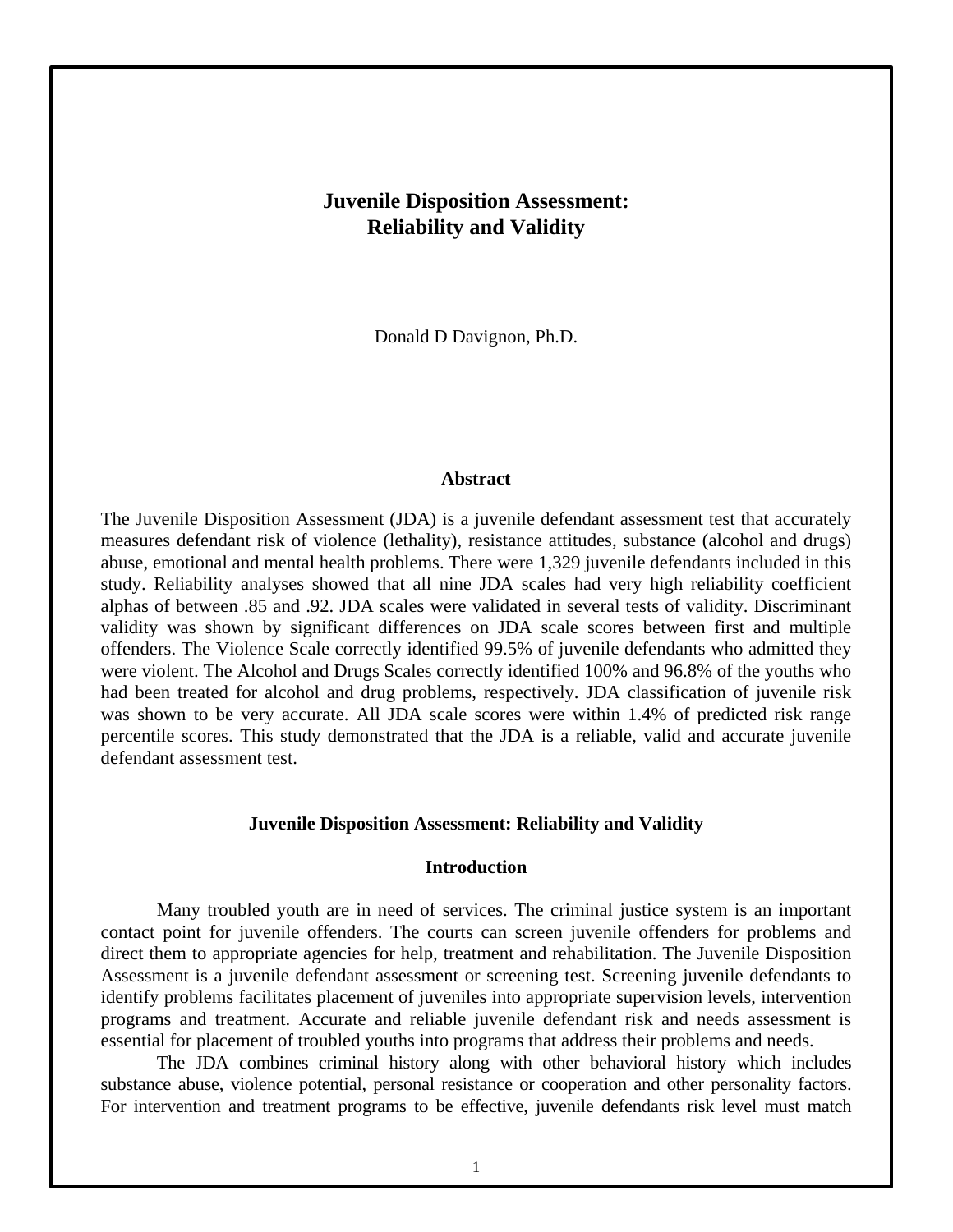# Juvenile Disposition Assessment: Reliability and Validity

Donald D Davignon, Ph.D.

## Abstract

The Juvenile Disposition Assessment (JDA) is a juvenile defendant assessment test that accurately measures defendant risk of violence (lethality), resistance attitudes, substance (alcohol and drugs) abuse, emotional and mental health problems. There were 1,329 juvenile defendants included in this study. Reliability analyses showed that all nine JDA scales had very high reliability coefficient alphas of between .85 and .92. JDA scales were validated in several tests of validity. Discriminant validity was shown by significant differences on JDA scale scores between first and multiple offenders. The Violence Scale correctly identified 99.5% of juvenile defendants who admitted they were violent. The Alcohol and Drugs Scales correctly identified 100% and 96.8% of the youths who had been treated for alcohol and drug problems, respectively. JDA classification of juvenile risk was shown to be very accurate. All JDA scale scores were within 1.4% of predicted risk range percentile scores. This study demonstrated that the JDA is a reliable, valid and accurate juvenile defendant assessment test.

## Juvenile Disposition Assessment: Reliability and Validity

### Introduction

Many troubled youth are in need of services. The criminal justice system is an important contact point for juvenile offenders. The courts can screen juvenile offenders for problems and direct them to appropriate agencies for help, treatment and rehabilitation. The Juvenile Disposition Assessment is a juvenile defendant assessment or screening test. Screening juvenile defendants to identify problems facilitates placement of juveniles into appropriate supervision levels, intervention programs and treatment. Accurate and reliable juvenile defendant risk and needs assessment is essential for placement of troubled youths into programs that address their problems and needs.

The JDA combines criminal history along with other behavioral history which includes substance abuse, violence potential, personal resistance or cooperation and other personality factors. For intervention and treatment programs to be effective, juvenile defendants risk level must match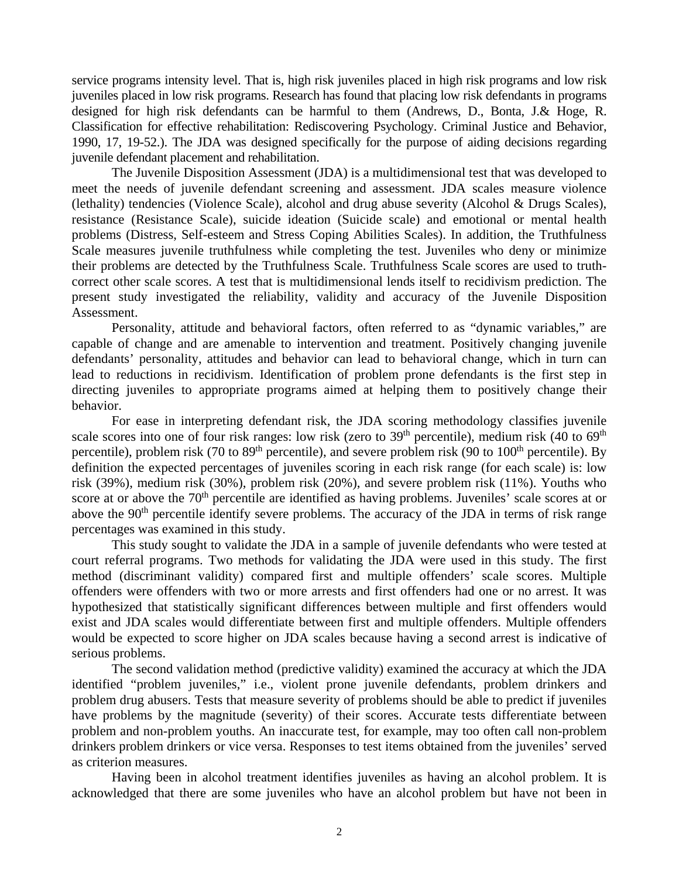service programs intensity level. That is, high risk juveniles placed in high risk programs and low risk juveniles placed in low risk programs. Research has found that placing low risk defendants in programs designed for high risk defendants can be harmful to them (Andrews, D., Bonta, J.& Hoge, R. Classification for effective rehabilitation: Rediscovering Psychology. Criminal Justice and Behavior, 1990, 17, 19-52.). The JDA was designed specifically for the purpose of aiding decisions regarding juvenile defendant placement and rehabilitation.

The Juvenile Disposition Assessment (JDA) is a multidimensional test that was developed to meet the needs of juvenile defendant screening and assessment. JDA scales measure violence (lethality) tendencies (Violence Scale), alcohol and drug abuse severity (Alcohol & Drugs Scales), resistance (Resistance Scale), suicide ideation (Suicide scale) and emotional or mental health problems (Distress, Self-esteem and Stress Coping Abilities Scales). In addition, the Truthfulness Scale measures juvenile truthfulness while completing the test. Juveniles who deny or minimize their problems are detected by the Truthfulness Scale. Truthfulness Scale scores are used to truth-correct other scale scores. A test that is multidimensional lends itself to recidivism prediction. The present study investigated the reliability, validity and accuracy of the Juvenile Disposition Assessment.

Personality, attitude and behavioral factors, often referred to as "dynamic variables," are capable of change and are amenable to intervention and treatment. Positively changing juvenile defendants' personality, attitudes and behavior can lead to behavioral change, which in turn can lead to reductions in recidivism. Identification of problem prone defendants is the first step in directing juveniles to appropriate programs aimed at helping them to positively change their behavior.

For ease in interpreting defendant risk, the JDA scoring methodology classifies juvenile scale scores into one of four risk ranges: low risk (zero to 39th percentile), medium risk (40 to 69th percentile), problem risk (70 to 89th percentile), and severe problem risk (90 to 100th percentile). By definition the expected percentages of juveniles scoring in each risk range (for each scale) is: low risk (39%), medium risk (30%), problem risk (20%), and severe problem risk (11%). Youths who score at or above the 70th percentile are identified as having problems. Juveniles' scale scores at or above the 90th percentile identify severe problems. The accuracy of the JDA in terms of risk range percentages was examined in this study.

This study sought to validate the JDA in a sample of juvenile defendants who were tested at court referral programs. Two methods for validating the JDA were used in this study. The first method (discriminant validity) compared first and multiple offenders' scale scores. Multiple offenders were offenders with two or more arrests and first offenders had one or no arrest. It was hypothesized that statistically significant differences between multiple and first offenders would exist and JDA scales would differentiate between first and multiple offenders. Multiple offenders would be expected to score higher on JDA scales because having a second arrest is indicative of serious problems.

The second validation method (predictive validity) examined the accuracy at which the JDA identified "problem juveniles," i.e., violent prone juvenile defendants, problem drinkers and problem drug abusers. Tests that measure severity of problems should be able to predict if juveniles have problems by the magnitude (severity) of their scores. Accurate tests differentiate between problem and non-problem youths. An inaccurate test, for example, may too often call non-problem drinkers problem drinkers or vice versa. Responses to test items obtained from the juveniles' served as criterion measures.

Having been in alcohol treatment identifies juveniles as having an alcohol problem. It is acknowledged that there are some juveniles who have an alcohol problem but have not been in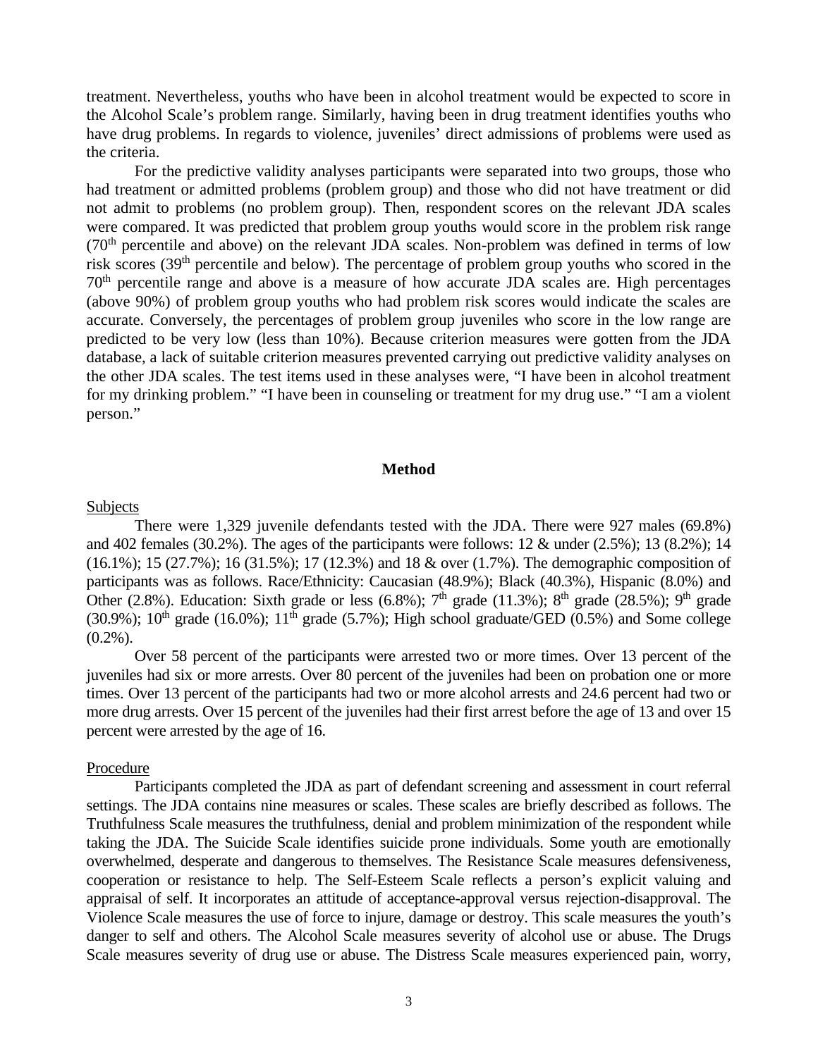treatment. Nevertheless, youths who have been in alcohol treatment would be expected to score in the Alcohol Scale's problem range. Similarly, having been in drug treatment identifies youths who have drug problems. In regards to violence, juveniles' direct admissions of problems were used as the criteria.

For the predictive validity analyses participants were separated into two groups, those who had treatment or admitted problems (problem group) and those who did not have treatment or did not admit to problems (no problem group). Then, respondent scores on the relevant JDA scales were compared. It was predicted that problem group youths would score in the problem risk range ($70^{th}$ percentile and above) on the relevant JDA scales. Non-problem was defined in terms of low risk scores ($39^{th}$ percentile and below). The percentage of problem group youths who scored in the $70^{th}$ percentile range and above is a measure of how accurate JDA scales are. High percentages (above 90%) of problem group youths who had problem risk scores would indicate the scales are accurate. Conversely, the percentages of problem group juveniles who score in the low range are predicted to be very low (less than 10%). Because criterion measures were gotten from the JDA database, a lack of suitable criterion measures prevented carrying out predictive validity analyses on the other JDA scales. The test items used in these analyses were, "I have been in alcohol treatment for my drinking problem." "I have been in counseling or treatment for my drug use." "I am a violent person."

## Method

Subjects

There were 1,329 juvenile defendants tested with the JDA. There were 927 males (69.8%) and 402 females (30.2%). The ages of the participants were follows: 12 & under (2.5%); 13 (8.2%); 14 (16.1%); 15 (27.7%); 16 (31.5%); 17 (12.3%) and 18 & over (1.7%). The demographic composition of participants was as follows. Race/Ethnicity: Caucasian (48.9%); Black (40.3%), Hispanic (8.0%) and Other (2.8%). Education: Sixth grade or less (6.8%); $7^{th}$ grade (11.3%); $8^{th}$ grade (28.5%); $9^{th}$ grade (30.9%); $10^{th}$ grade (16.0%); $11^{th}$ grade (5.7%); High school graduate/GED (0.5%) and Some college (0.2%).

Over 58 percent of the participants were arrested two or more times. Over 13 percent of the juveniles had six or more arrests. Over 80 percent of the juveniles had been on probation one or more times. Over 13 percent of the participants had two or more alcohol arrests and 24.6 percent had two or more drug arrests. Over 15 percent of the juveniles had their first arrest before the age of 13 and over 15 percent were arrested by the age of 16.

Procedure

Participants completed the JDA as part of defendant screening and assessment in court referral settings. The JDA contains nine measures or scales. These scales are briefly described as follows. The Truthfulness Scale measures the truthfulness, denial and problem minimization of the respondent while taking the JDA. The Suicide Scale identifies suicide prone individuals. Some youth are emotionally overwhelmed, desperate and dangerous to themselves. The Resistance Scale measures defensiveness, cooperation or resistance to help. The Self-Esteem Scale reflects a person's explicit valuing and appraisal of self. It incorporates an attitude of acceptance-approval versus rejection-disapproval. The Violence Scale measures the use of force to injure, damage or destroy. This scale measures the youth's danger to self and others. The Alcohol Scale measures severity of alcohol use or abuse. The Drugs Scale measures severity of drug use or abuse. The Distress Scale measures experienced pain, worry,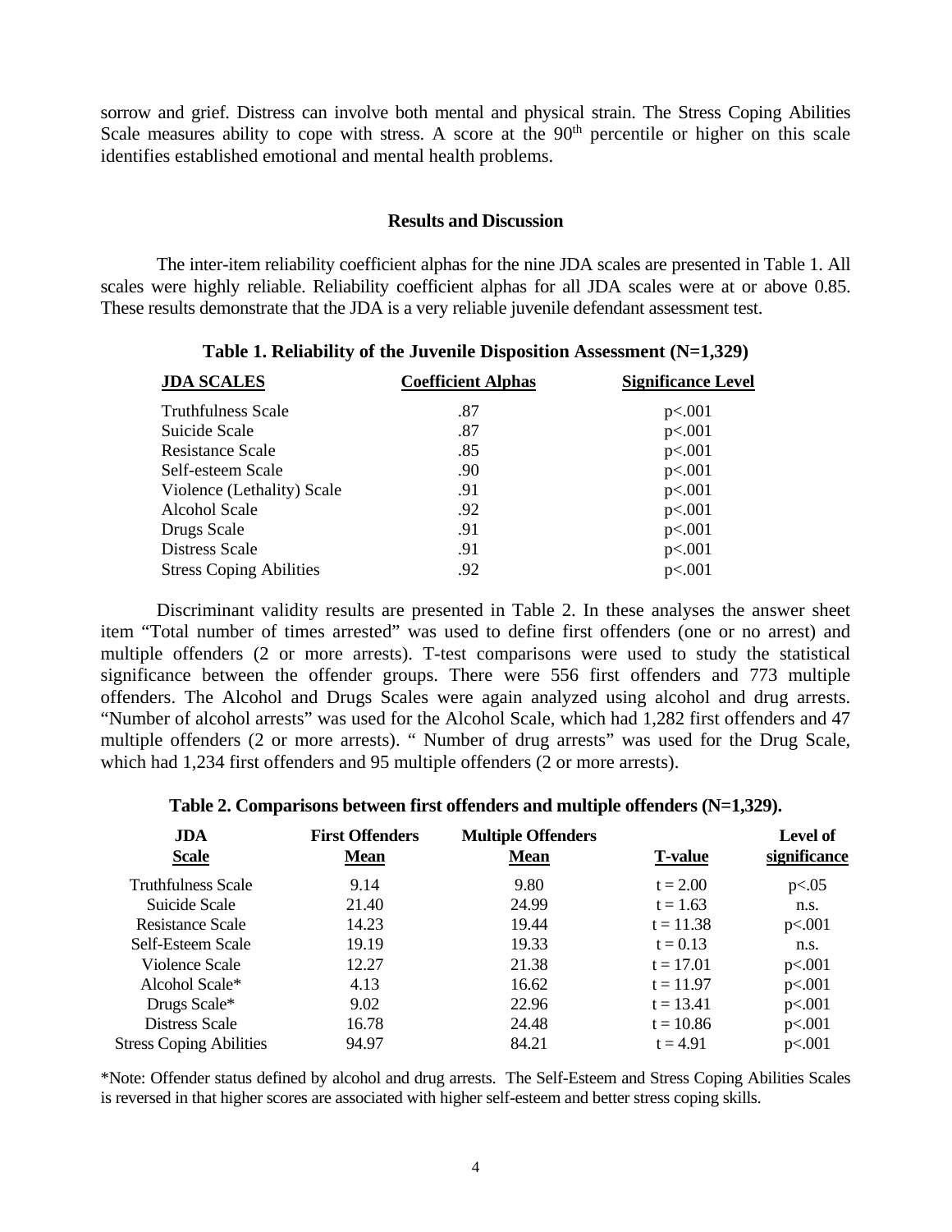sorrow and grief. Distress can involve both mental and physical strain. The Stress Coping Abilities Scale measures ability to cope with stress. A score at the 90th percentile or higher on this scale identifies established emotional and mental health problems.

## Results and Discussion

The inter-item reliability coefficient alphas for the nine JDA scales are presented in Table 1. All scales were highly reliable. Reliability coefficient alphas for all JDA scales were at or above 0.85. These results demonstrate that the JDA is a very reliable juvenile defendant assessment test.

**Table 1. Reliability of the Juvenile Disposition Assessment (N=1,329)**

| JDA SCALES | Coefficient Alphas | Significance Level |
|---|---|---|
| Truthfulness Scale | .87 | p<.001 |
| Suicide Scale | .87 | p<.001 |
| Resistance Scale | .85 | p<.001 |
| Self-esteem Scale | .90 | p<.001 |
| Violence (Lethality) Scale | .91 | p<.001 |
| Alcohol Scale | .92 | p<.001 |
| Drugs Scale | .91 | p<.001 |
| Distress Scale | .91 | p<.001 |
| Stress Coping Abilities | .92 | p<.001 |

Discriminant validity results are presented in Table 2. In these analyses the answer sheet item "Total number of times arrested" was used to define first offenders (one or no arrest) and multiple offenders (2 or more arrests). T-test comparisons were used to study the statistical significance between the offender groups. There were 556 first offenders and 773 multiple offenders. The Alcohol and Drugs Scales were again analyzed using alcohol and drug arrests. "Number of alcohol arrests" was used for the Alcohol Scale, which had 1,282 first offenders and 47 multiple offenders (2 or more arrests). " Number of drug arrests" was used for the Drug Scale, which had 1,234 first offenders and 95 multiple offenders (2 or more arrests).

**Table 2. Comparisons between first offenders and multiple offenders (N=1,329).**

| JDA Scale | First Offenders Mean | Multiple Offenders Mean | T-value | Level of significance |
|---|---|---|---|---|
| Truthfulness Scale | 9.14 | 9.80 | t = 2.00 | p<.05 |
| Suicide Scale | 21.40 | 24.99 | t = 1.63 | n.s. |
| Resistance Scale | 14.23 | 19.44 | t = 11.38 | p<.001 |
| Self-Esteem Scale | 19.19 | 19.33 | t = 0.13 | n.s. |
| Violence Scale | 12.27 | 21.38 | t = 17.01 | p<.001 |
| Alcohol Scale* | 4.13 | 16.62 | t = 11.97 | p<.001 |
| Drugs Scale* | 9.02 | 22.96 | t = 13.41 | p<.001 |
| Distress Scale | 16.78 | 24.48 | t = 10.86 | p<.001 |
| Stress Coping Abilities | 94.97 | 84.21 | t = 4.91 | p<.001 |

*Note: Offender status defined by alcohol and drug arrests. The Self-Esteem and Stress Coping Abilities Scales is reversed in that higher scores are associated with higher self-esteem and better stress coping skills.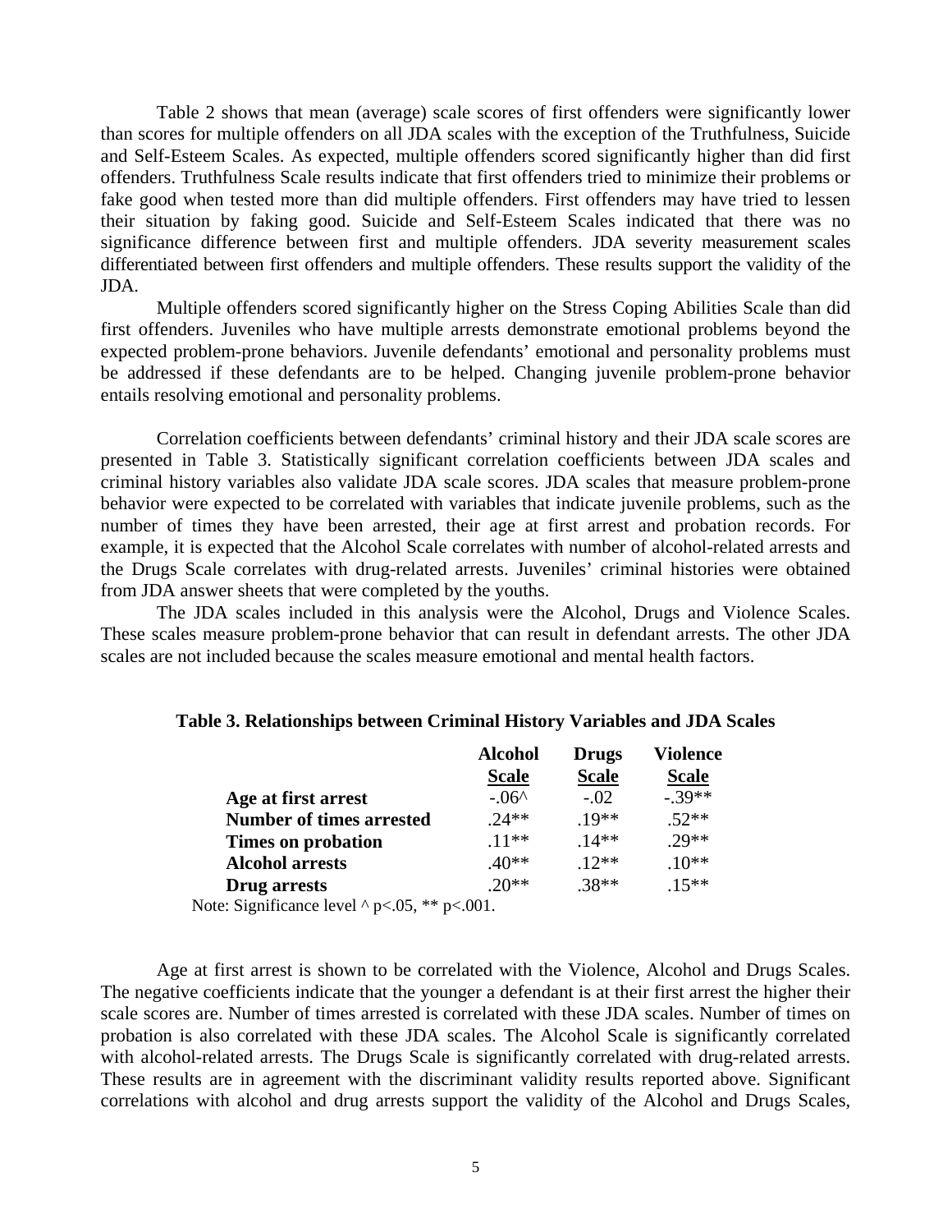Table 2 shows that mean (average) scale scores of first offenders were significantly lower than scores for multiple offenders on all JDA scales with the exception of the Truthfulness, Suicide and Self-Esteem Scales. As expected, multiple offenders scored significantly higher than did first offenders. Truthfulness Scale results indicate that first offenders tried to minimize their problems or fake good when tested more than did multiple offenders. First offenders may have tried to lessen their situation by faking good. Suicide and Self-Esteem Scales indicated that there was no significance difference between first and multiple offenders. JDA severity measurement scales differentiated between first offenders and multiple offenders. These results support the validity of the JDA.

Multiple offenders scored significantly higher on the Stress Coping Abilities Scale than did first offenders. Juveniles who have multiple arrests demonstrate emotional problems beyond the expected problem-prone behaviors. Juvenile defendants' emotional and personality problems must be addressed if these defendants are to be helped. Changing juvenile problem-prone behavior entails resolving emotional and personality problems.

Correlation coefficients between defendants' criminal history and their JDA scale scores are presented in Table 3. Statistically significant correlation coefficients between JDA scales and criminal history variables also validate JDA scale scores. JDA scales that measure problem-prone behavior were expected to be correlated with variables that indicate juvenile problems, such as the number of times they have been arrested, their age at first arrest and probation records. For example, it is expected that the Alcohol Scale correlates with number of alcohol-related arrests and the Drugs Scale correlates with drug-related arrests. Juveniles' criminal histories were obtained from JDA answer sheets that were completed by the youths.

The JDA scales included in this analysis were the Alcohol, Drugs and Violence Scales. These scales measure problem-prone behavior that can result in defendant arrests. The other JDA scales are not included because the scales measure emotional and mental health factors.

**Table 3. Relationships between Criminal History Variables and JDA Scales**

| | Alcohol Scale | Drugs Scale | Violence Scale |
|---|---|---|---|
| **Age at first arrest** | -.06^ | -.02 | -.39** |
| **Number of times arrested** | .24** | .19** | .52** |
| **Times on probation** | .11** | .14** | .29** |
| **Alcohol arrests** | .40** | .12** | .10** |
| **Drug arrests** | .20** | .38** | .15** |

Note: Significance level ^ $p<.05$, ** $p<.001$.

Age at first arrest is shown to be correlated with the Violence, Alcohol and Drugs Scales. The negative coefficients indicate that the younger a defendant is at their first arrest the higher their scale scores are. Number of times arrested is correlated with these JDA scales. Number of times on probation is also correlated with these JDA scales. The Alcohol Scale is significantly correlated with alcohol-related arrests. The Drugs Scale is significantly correlated with drug-related arrests. These results are in agreement with the discriminant validity results reported above. Significant correlations with alcohol and drug arrests support the validity of the Alcohol and Drugs Scales,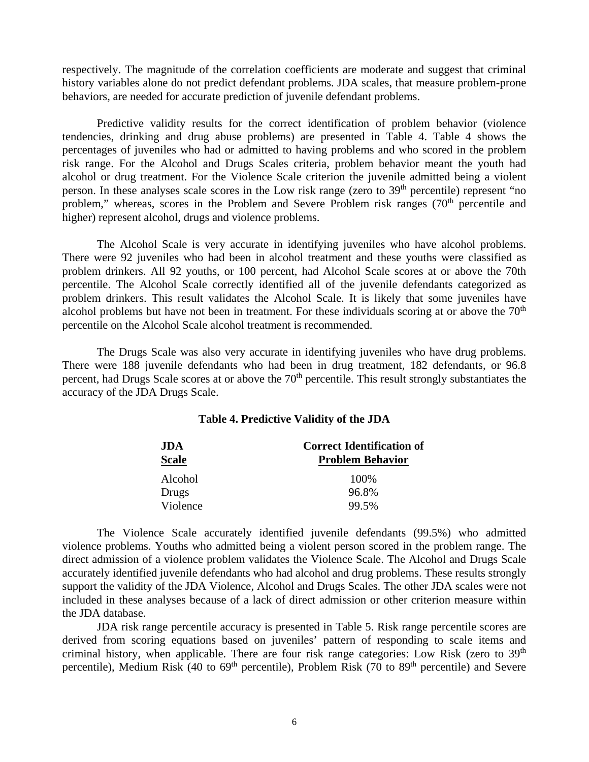respectively. The magnitude of the correlation coefficients are moderate and suggest that criminal history variables alone do not predict defendant problems. JDA scales, that measure problem-prone behaviors, are needed for accurate prediction of juvenile defendant problems.

Predictive validity results for the correct identification of problem behavior (violence tendencies, drinking and drug abuse problems) are presented in Table 4. Table 4 shows the percentages of juveniles who had or admitted to having problems and who scored in the problem risk range. For the Alcohol and Drugs Scales criteria, problem behavior meant the youth had alcohol or drug treatment. For the Violence Scale criterion the juvenile admitted being a violent person. In these analyses scale scores in the Low risk range (zero to 39th percentile) represent "no problem," whereas, scores in the Problem and Severe Problem risk ranges (70th percentile and higher) represent alcohol, drugs and violence problems.

The Alcohol Scale is very accurate in identifying juveniles who have alcohol problems. There were 92 juveniles who had been in alcohol treatment and these youths were classified as problem drinkers. All 92 youths, or 100 percent, had Alcohol Scale scores at or above the 70th percentile. The Alcohol Scale correctly identified all of the juvenile defendants categorized as problem drinkers. This result validates the Alcohol Scale. It is likely that some juveniles have alcohol problems but have not been in treatment. For these individuals scoring at or above the 70th percentile on the Alcohol Scale alcohol treatment is recommended.

The Drugs Scale was also very accurate in identifying juveniles who have drug problems. There were 188 juvenile defendants who had been in drug treatment, 182 defendants, or 96.8 percent, had Drugs Scale scores at or above the 70th percentile. This result strongly substantiates the accuracy of the JDA Drugs Scale.

**Table 4. Predictive Validity of the JDA**

| JDA Scale | Correct Identification of Problem Behavior |
|---|---|
| Alcohol | 100% |
| Drugs | 96.8% |
| Violence | 99.5% |

The Violence Scale accurately identified juvenile defendants (99.5%) who admitted violence problems. Youths who admitted being a violent person scored in the problem range. The direct admission of a violence problem validates the Violence Scale. The Alcohol and Drugs Scale accurately identified juvenile defendants who had alcohol and drug problems. These results strongly support the validity of the JDA Violence, Alcohol and Drugs Scales. The other JDA scales were not included in these analyses because of a lack of direct admission or other criterion measure within the JDA database.

JDA risk range percentile accuracy is presented in Table 5. Risk range percentile scores are derived from scoring equations based on juveniles' pattern of responding to scale items and criminal history, when applicable. There are four risk range categories: Low Risk (zero to 39th percentile), Medium Risk (40 to 69th percentile), Problem Risk (70 to 89th percentile) and Severe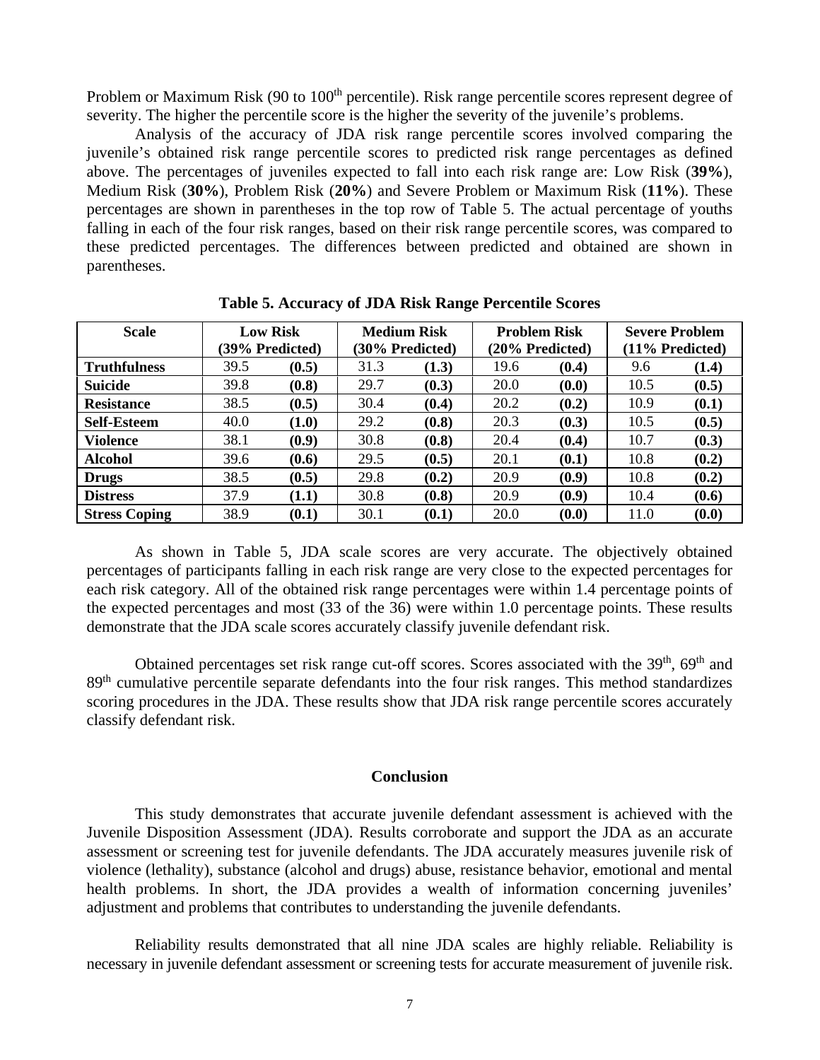Problem or Maximum Risk (90 to 100$^{th}$ percentile). Risk range percentile scores represent degree of severity. The higher the percentile score is the higher the severity of the juvenile's problems.

Analysis of the accuracy of JDA risk range percentile scores involved comparing the juvenile's obtained risk range percentile scores to predicted risk range percentages as defined above. The percentages of juveniles expected to fall into each risk range are: Low Risk (**39%**), Medium Risk (**30%**), Problem Risk (**20%**) and Severe Problem or Maximum Risk (**11%**). These percentages are shown in parentheses in the top row of Table 5. The actual percentage of youths falling in each of the four risk ranges, based on their risk range percentile scores, was compared to these predicted percentages. The differences between predicted and obtained are shown in parentheses.

**Table 5. Accuracy of JDA Risk Range Percentile Scores**

| Scale | Low Risk (39% Predicted) | | Medium Risk (30% Predicted) | | Problem Risk (20% Predicted) | | Severe Problem (11% Predicted) | |
|---|---|---|---|---|---|---|---|---|
| **Truthfulness** | 39.5 | **(0.5)** | 31.3 | **(1.3)** | 19.6 | **(0.4)** | 9.6 | **(1.4)** |
| **Suicide** | 39.8 | **(0.8)** | 29.7 | **(0.3)** | 20.0 | **(0.0)** | 10.5 | **(0.5)** |
| **Resistance** | 38.5 | **(0.5)** | 30.4 | **(0.4)** | 20.2 | **(0.2)** | 10.9 | **(0.1)** |
| **Self-Esteem** | 40.0 | **(1.0)** | 29.2 | **(0.8)** | 20.3 | **(0.3)** | 10.5 | **(0.5)** |
| **Violence** | 38.1 | **(0.9)** | 30.8 | **(0.8)** | 20.4 | **(0.4)** | 10.7 | **(0.3)** |
| **Alcohol** | 39.6 | **(0.6)** | 29.5 | **(0.5)** | 20.1 | **(0.1)** | 10.8 | **(0.2)** |
| **Drugs** | 38.5 | **(0.5)** | 29.8 | **(0.2)** | 20.9 | **(0.9)** | 10.8 | **(0.2)** |
| **Distress** | 37.9 | **(1.1)** | 30.8 | **(0.8)** | 20.9 | **(0.9)** | 10.4 | **(0.6)** |
| **Stress Coping** | 38.9 | **(0.1)** | 30.1 | **(0.1)** | 20.0 | **(0.0)** | 11.0 | **(0.0)** |

As shown in Table 5, JDA scale scores are very accurate. The objectively obtained percentages of participants falling in each risk range are very close to the expected percentages for each risk category. All of the obtained risk range percentages were within 1.4 percentage points of the expected percentages and most (33 of the 36) were within 1.0 percentage points. These results demonstrate that the JDA scale scores accurately classify juvenile defendant risk.

Obtained percentages set risk range cut-off scores. Scores associated with the 39$^{th}$, 69$^{th}$ and 89$^{th}$ cumulative percentile separate defendants into the four risk ranges. This method standardizes scoring procedures in the JDA. These results show that JDA risk range percentile scores accurately classify defendant risk.

## Conclusion

This study demonstrates that accurate juvenile defendant assessment is achieved with the Juvenile Disposition Assessment (JDA). Results corroborate and support the JDA as an accurate assessment or screening test for juvenile defendants. The JDA accurately measures juvenile risk of violence (lethality), substance (alcohol and drugs) abuse, resistance behavior, emotional and mental health problems. In short, the JDA provides a wealth of information concerning juveniles' adjustment and problems that contributes to understanding the juvenile defendants.

Reliability results demonstrated that all nine JDA scales are highly reliable. Reliability is necessary in juvenile defendant assessment or screening tests for accurate measurement of juvenile risk.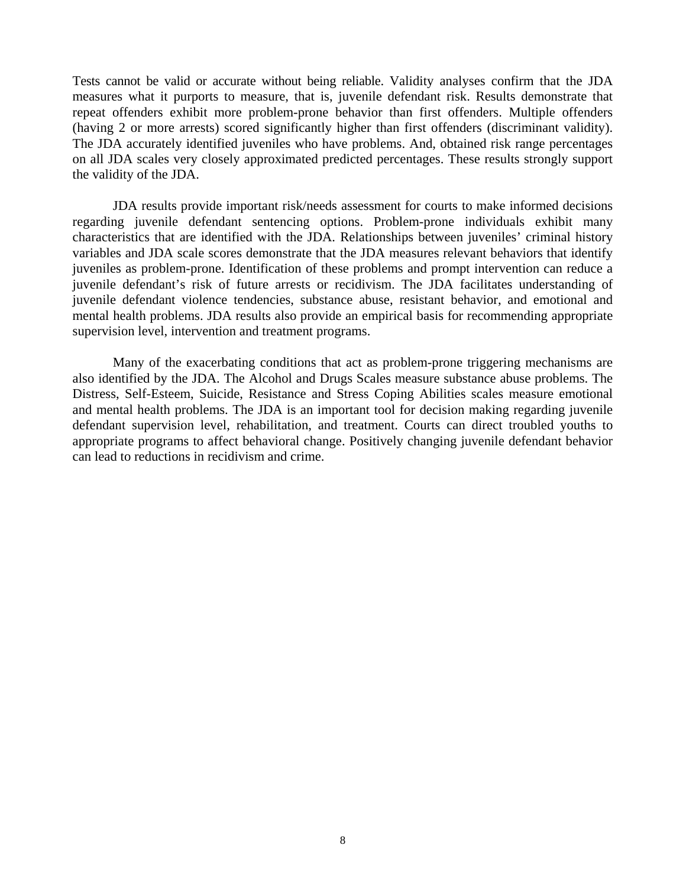Tests cannot be valid or accurate without being reliable. Validity analyses confirm that the JDA measures what it purports to measure, that is, juvenile defendant risk. Results demonstrate that repeat offenders exhibit more problem-prone behavior than first offenders. Multiple offenders (having 2 or more arrests) scored significantly higher than first offenders (discriminant validity). The JDA accurately identified juveniles who have problems. And, obtained risk range percentages on all JDA scales very closely approximated predicted percentages. These results strongly support the validity of the JDA.

JDA results provide important risk/needs assessment for courts to make informed decisions regarding juvenile defendant sentencing options. Problem-prone individuals exhibit many characteristics that are identified with the JDA. Relationships between juveniles' criminal history variables and JDA scale scores demonstrate that the JDA measures relevant behaviors that identify juveniles as problem-prone. Identification of these problems and prompt intervention can reduce a juvenile defendant's risk of future arrests or recidivism. The JDA facilitates understanding of juvenile defendant violence tendencies, substance abuse, resistant behavior, and emotional and mental health problems. JDA results also provide an empirical basis for recommending appropriate supervision level, intervention and treatment programs.

Many of the exacerbating conditions that act as problem-prone triggering mechanisms are also identified by the JDA. The Alcohol and Drugs Scales measure substance abuse problems. The Distress, Self-Esteem, Suicide, Resistance and Stress Coping Abilities scales measure emotional and mental health problems. The JDA is an important tool for decision making regarding juvenile defendant supervision level, rehabilitation, and treatment. Courts can direct troubled youths to appropriate programs to affect behavioral change. Positively changing juvenile defendant behavior can lead to reductions in recidivism and crime.